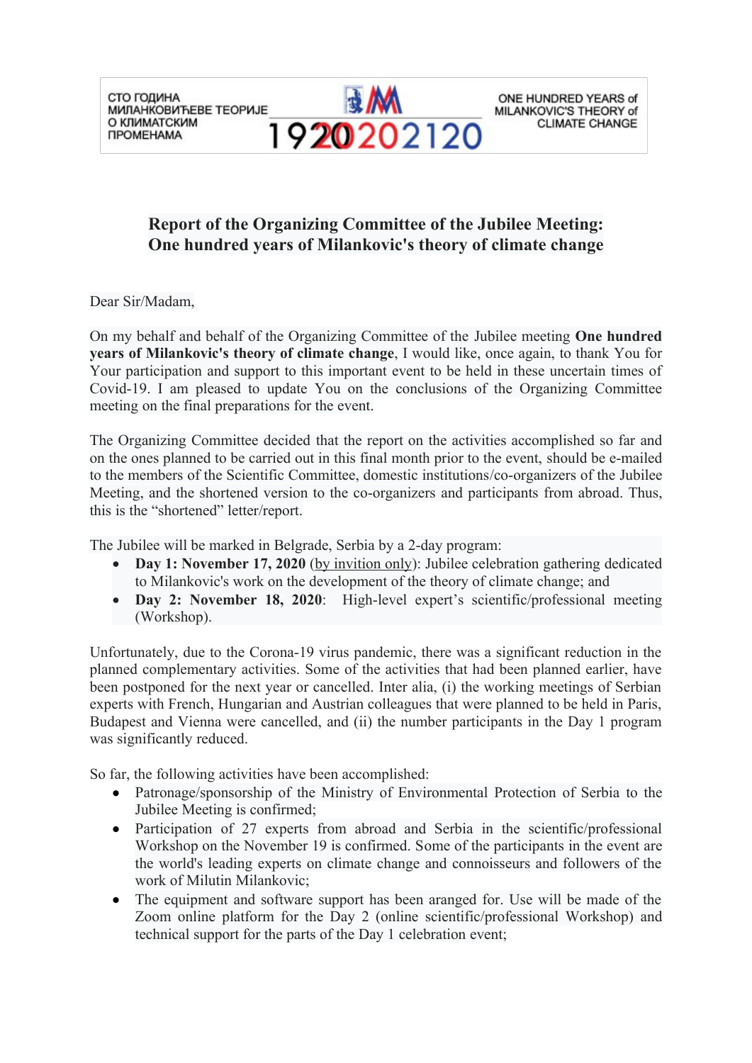СТО ГОДИНА МИЛАНКОВИЋЕВЕ ТЕОРИЈЕ О КЛИМАТСКИМ ПРОМЕНАМА

1920 2021 20

ONE HUNDRED YEARS of MILANKOVIC'S THEORY of CLIMATE CHANGE

# Report of the Organizing Committee of the Jubilee Meeting: One hundred years of Milankovic's theory of climate change

Dear Sir/Madam,

On my behalf and behalf of the Organizing Committee of the Jubilee meeting **One hundred years of Milankovic's theory of climate change**, I would like, once again, to thank You for Your participation and support to this important event to be held in these uncertain times of Covid-19. I am pleased to update You on the conclusions of the Organizing Committee meeting on the final preparations for the event.

The Organizing Committee decided that the report on the activities accomplished so far and on the ones planned to be carried out in this final month prior to the event, should be e-mailed to the members of the Scientific Committee, domestic institutions/co-organizers of the Jubilee Meeting, and the shortened version to the co-organizers and participants from abroad. Thus, this is the "shortened" letter/report.

The Jubilee will be marked in Belgrade, Serbia by a 2-day program:

- **Day 1: November 17, 2020** (by invitation only): Jubilee celebration gathering dedicated to Milankovic's work on the development of the theory of climate change; and
- **Day 2: November 18, 2020**: High-level expert's scientific/professional meeting (Workshop).

Unfortunately, due to the Corona-19 virus pandemic, there was a significant reduction in the planned complementary activities. Some of the activities that had been planned earlier, have been postponed for the next year or cancelled. Inter alia, (i) the working meetings of Serbian experts with French, Hungarian and Austrian colleagues that were planned to be held in Paris, Budapest and Vienna were cancelled, and (ii) the number participants in the Day 1 program was significantly reduced.

So far, the following activities have been accomplished:

- Patronage/sponsorship of the Ministry of Environmental Protection of Serbia to the Jubilee Meeting is confirmed;
- Participation of 27 experts from abroad and Serbia in the scientific/professional Workshop on the November 19 is confirmed. Some of the participants in the event are the world's leading experts on climate change and connoisseurs and followers of the work of Milutin Milankovic;
- The equipment and software support has been aranged for. Use will be made of the Zoom online platform for the Day 2 (online scientific/professional Workshop) and technical support for the parts of the Day 1 celebration event;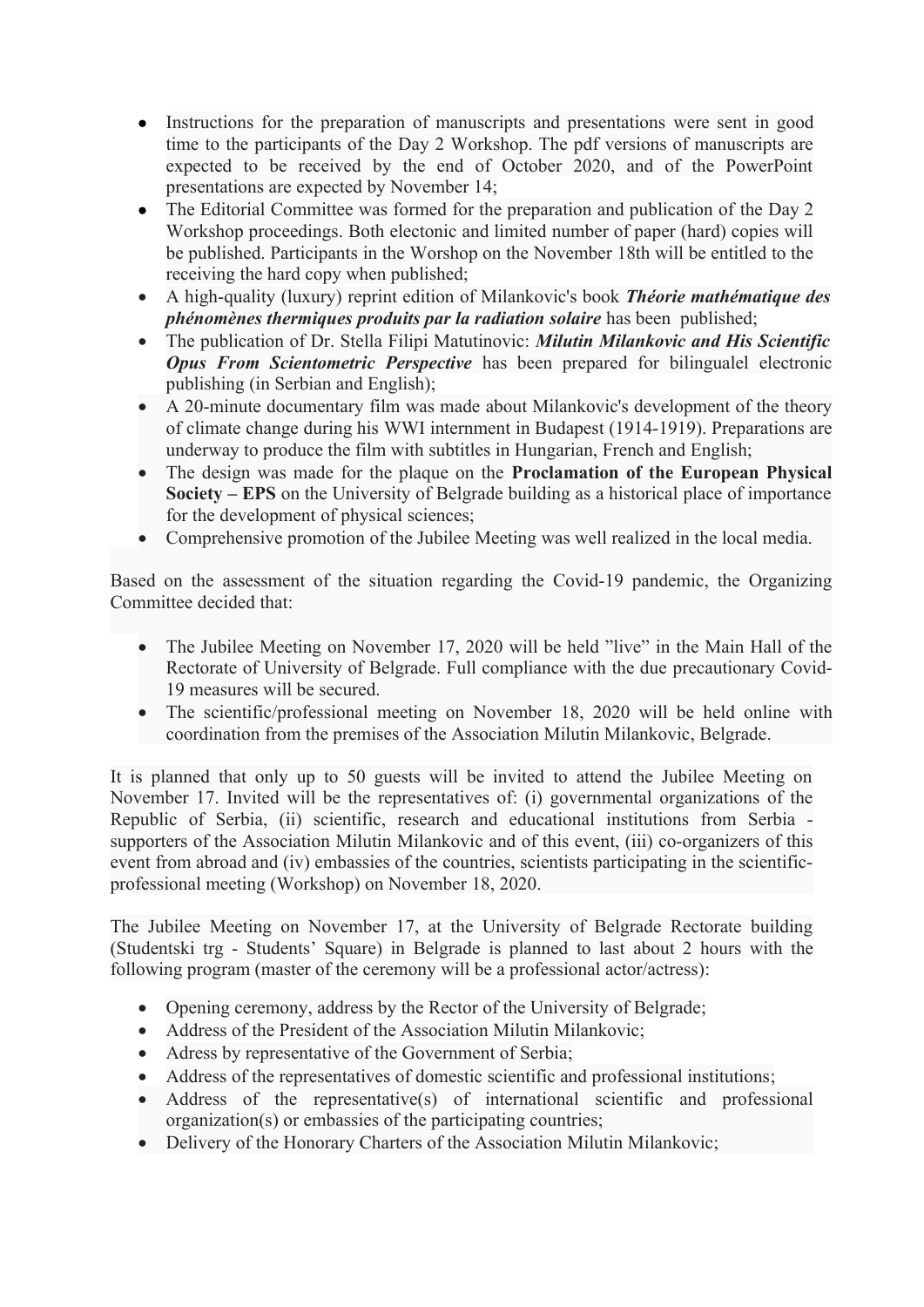- Instructions for the preparation of manuscripts and presentations were sent in good time to the participants of the Day 2 Workshop. The pdf versions of manuscripts are expected to be received by the end of October 2020, and of the PowerPoint presentations are expected by November 14;
- The Editorial Committee was formed for the preparation and publication of the Day 2 Workshop proceedings. Both electonic and limited number of paper (hard) copies will be published. Participants in the Worshop on the November 18th will be entitled to the receiving the hard copy when published;
- A high-quality (luxury) reprint edition of Milankovic's book ***Théorie mathématique des phénomènes thermiques produits par la radiation solaire*** has been published;
- The publication of Dr. Stella Filipi Matutinovic: ***Milutin Milankovic and His Scientific Opus From Scientometric Perspective*** has been prepared for bilingualel electronic publishing (in Serbian and English);
- A 20-minute documentary film was made about Milankovic's development of the theory of climate change during his WWI internment in Budapest (1914-1919). Preparations are underway to produce the film with subtitles in Hungarian, French and English;
- The design was made for the plaque on the **Proclamation of the European Physical Society – EPS** on the University of Belgrade building as a historical place of importance for the development of physical sciences;
- Comprehensive promotion of the Jubilee Meeting was well realized in the local media.

Based on the assessment of the situation regarding the Covid-19 pandemic, the Organizing Committee decided that:

- The Jubilee Meeting on November 17, 2020 will be held ”live” in the Main Hall of the Rectorate of University of Belgrade. Full compliance with the due precautionary Covid-19 measures will be secured.
- The scientific/professional meeting on November 18, 2020 will be held online with coordination from the premises of the Association Milutin Milankovic, Belgrade.

It is planned that only up to 50 guests will be invited to attend the Jubilee Meeting on November 17. Invited will be the representatives of: (i) governmental organizations of the Republic of Serbia, (ii) scientific, research and educational institutions from Serbia - supporters of the Association Milutin Milankovic and of this event, (iii) co-organizers of this event from abroad and (iv) embassies of the countries, scientists participating in the scientific-professional meeting (Workshop) on November 18, 2020.

The Jubilee Meeting on November 17, at the University of Belgrade Rectorate building (Studentski trg - Students' Square) in Belgrade is planned to last about 2 hours with the following program (master of the ceremony will be a professional actor/actress):

- Opening ceremony, address by the Rector of the University of Belgrade;
- Address of the President of the Association Milutin Milankovic;
- Adress by representative of the Government of Serbia;
- Address of the representatives of domestic scientific and professional institutions;
- Address of the representative(s) of international scientific and professional organization(s) or embassies of the participating countries;
- Delivery of the Honorary Charters of the Association Milutin Milankovic;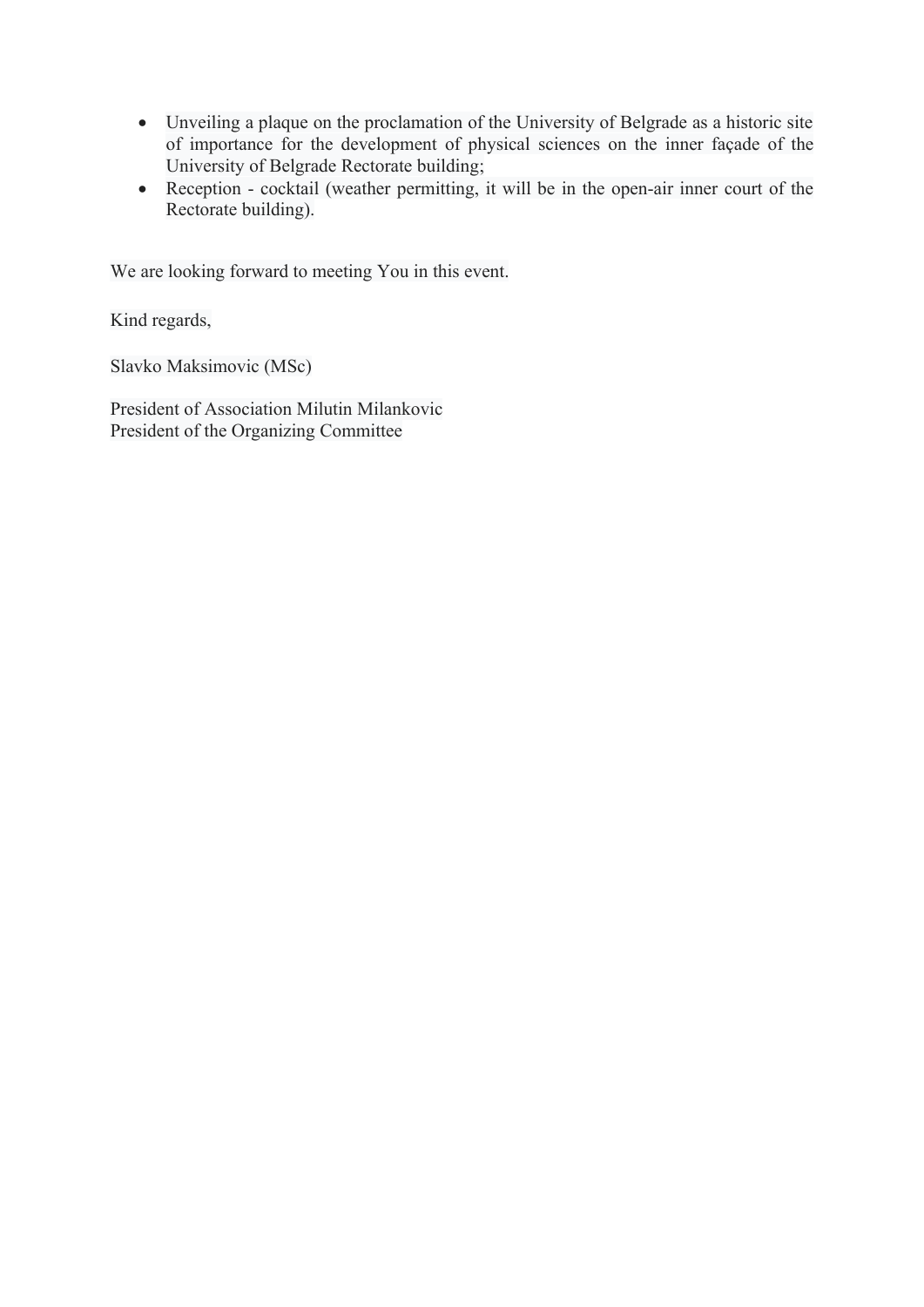- Unveiling a plaque on the proclamation of the University of Belgrade as a historic site of importance for the development of physical sciences on the inner façade of the University of Belgrade Rectorate building;
- Reception - cocktail (weather permitting, it will be in the open-air inner court of the Rectorate building).

We are looking forward to meeting You in this event.

Kind regards,

Slavko Maksimovic (MSc)

President of Association Milutin Milankovic
President of the Organizing Committee